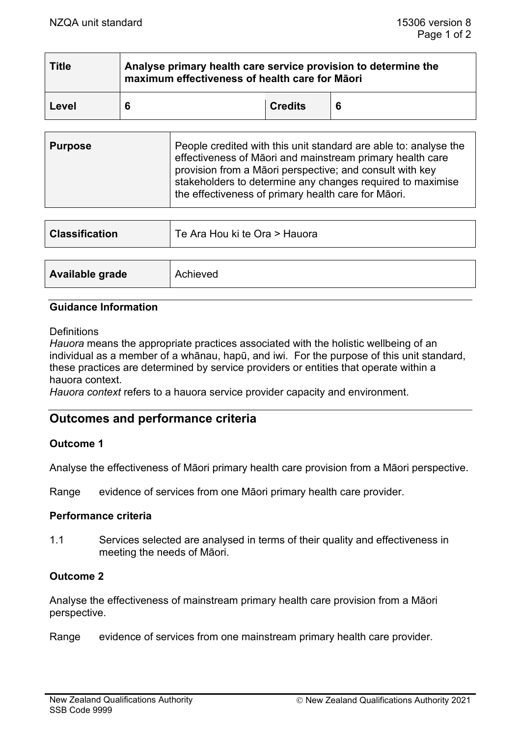| Title | Analyse primary health care service provision to determine the maximum effectiveness of health care for Māori | | |
|---|---|---|---|
| Level | 6 | Credits | 6 |

| Purpose | People credited with this unit standard are able to: analyse the effectiveness of Māori and mainstream primary health care provision from a Māori perspective; and consult with key stakeholders to determine any changes required to maximise the effectiveness of primary health care for Māori. |
|---|---|

| Classification | Te Ara Hou ki te Ora > Hauora |
|---|---|

| Available grade | Achieved |
|---|---|

### Guidance Information

Definitions
*Hauora* means the appropriate practices associated with the holistic wellbeing of an individual as a member of a whānau, hapū, and iwi. For the purpose of this unit standard, these practices are determined by service providers or entities that operate within a hauora context.
*Hauora context* refers to a hauora service provider capacity and environment.

## Outcomes and performance criteria

### Outcome 1

Analyse the effectiveness of Māori primary health care provision from a Māori perspective.

Range evidence of services from one Māori primary health care provider.

### Performance criteria

1.1 Services selected are analysed in terms of their quality and effectiveness in meeting the needs of Māori.

### Outcome 2

Analyse the effectiveness of mainstream primary health care provision from a Māori perspective.

Range evidence of services from one mainstream primary health care provider.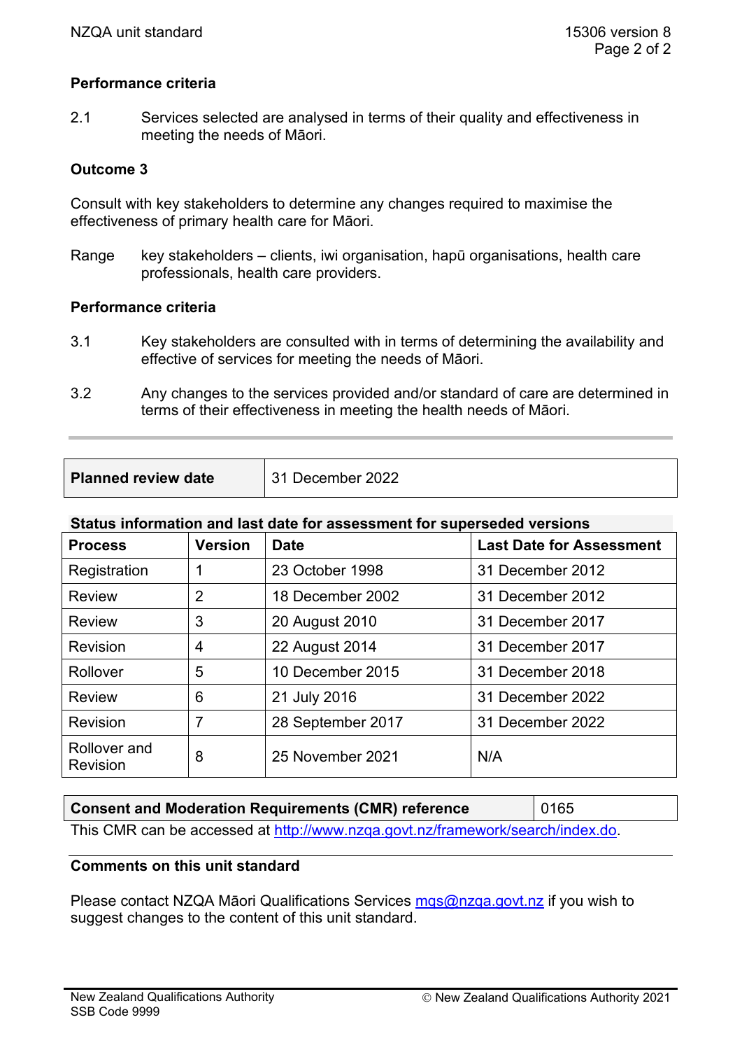**Performance criteria**

2.1 Services selected are analysed in terms of their quality and effectiveness in meeting the needs of Māori.

**Outcome 3**

Consult with key stakeholders to determine any changes required to maximise the effectiveness of primary health care for Māori.

Range key stakeholders – clients, iwi organisation, hapū organisations, health care professionals, health care providers.

**Performance criteria**

3.1 Key stakeholders are consulted with in terms of determining the availability and effective of services for meeting the needs of Māori.

3.2 Any changes to the services provided and/or standard of care are determined in terms of their effectiveness in meeting the health needs of Māori.

| | |
|---|---|
| **Planned review date** | 31 December 2022 |

**Status information and last date for assessment for superseded versions**

| Process | Version | Date | Last Date for Assessment |
|---|---|---|---|
| Registration | 1 | 23 October 1998 | 31 December 2012 |
| Review | 2 | 18 December 2002 | 31 December 2012 |
| Review | 3 | 20 August 2010 | 31 December 2017 |
| Revision | 4 | 22 August 2014 | 31 December 2017 |
| Rollover | 5 | 10 December 2015 | 31 December 2018 |
| Review | 6 | 21 July 2016 | 31 December 2022 |
| Revision | 7 | 28 September 2017 | 31 December 2022 |
| Rollover and Revision | 8 | 25 November 2021 | N/A |

| | |
|---|---|
| **Consent and Moderation Requirements (CMR) reference** | 0165 |

This CMR can be accessed at http://www.nzqa.govt.nz/framework/search/index.do.

**Comments on this unit standard**

Please contact NZQA Māori Qualifications Services mqs@nzqa.govt.nz if you wish to suggest changes to the content of this unit standard.